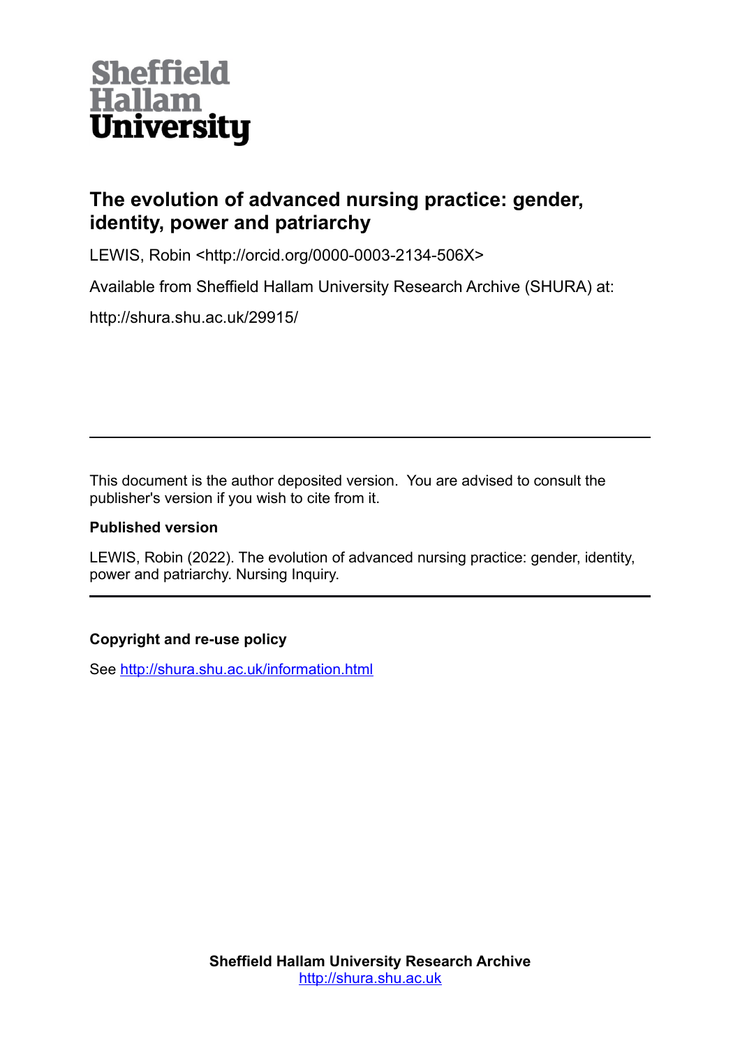Sheffield Hallam University

# The evolution of advanced nursing practice: gender, identity, power and patriarchy

LEWIS, Robin <http://orcid.org/0000-0003-2134-506X>

Available from Sheffield Hallam University Research Archive (SHURA) at:

http://shura.shu.ac.uk/29915/

---

This document is the author deposited version. You are advised to consult the publisher's version if you wish to cite from it.

**Published version**

LEWIS, Robin (2022). The evolution of advanced nursing practice: gender, identity, power and patriarchy. Nursing Inquiry.

---

**Copyright and re-use policy**

See http://shura.shu.ac.uk/information.html

**Sheffield Hallam University Research Archive**
http://shura.shu.ac.uk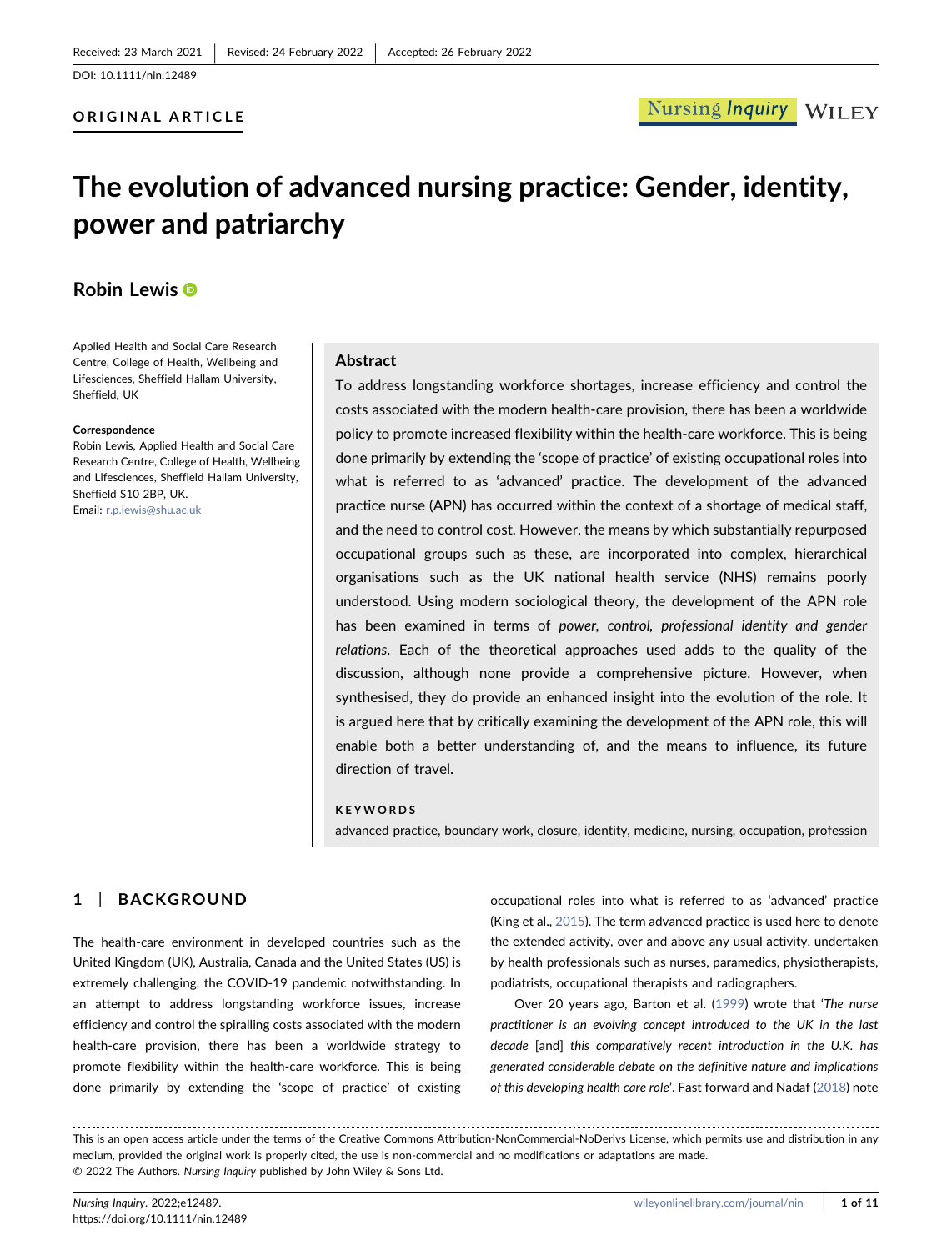Received: 23 March 2021 | Revised: 24 February 2022 | Accepted: 26 February 2022

DOI: 10.1111/nin.12489

**ORIGINAL ARTICLE**

# The evolution of advanced nursing practice: Gender, identity, power and patriarchy

**Robin Lewis**

Applied Health and Social Care Research Centre, College of Health, Wellbeing and Lifesciences, Sheffield Hallam University, Sheffield, UK

**Correspondence**
Robin Lewis, Applied Health and Social Care Research Centre, College of Health, Wellbeing and Lifesciences, Sheffield Hallam University, Sheffield S10 2BP, UK.
Email: r.p.lewis@shu.ac.uk

## Abstract

To address longstanding workforce shortages, increase efficiency and control the costs associated with the modern health-care provision, there has been a worldwide policy to promote increased flexibility within the health-care workforce. This is being done primarily by extending the 'scope of practice' of existing occupational roles into what is referred to as 'advanced' practice. The development of the advanced practice nurse (APN) has occurred within the context of a shortage of medical staff, and the need to control cost. However, the means by which substantially repurposed occupational groups such as these, are incorporated into complex, hierarchical organisations such as the UK national health service (NHS) remains poorly understood. Using modern sociological theory, the development of the APN role has been examined in terms of *power, control, professional identity and gender relations*. Each of the theoretical approaches used adds to the quality of the discussion, although none provide a comprehensive picture. However, when synthesised, they do provide an enhanced insight into the evolution of the role. It is argued here that by critically examining the development of the APN role, this will enable both a better understanding of, and the means to influence, its future direction of travel.

**KEYWORDS**

advanced practice, boundary work, closure, identity, medicine, nursing, occupation, profession

## 1 | BACKGROUND

The health-care environment in developed countries such as the United Kingdom (UK), Australia, Canada and the United States (US) is extremely challenging, the COVID-19 pandemic notwithstanding. In an attempt to address longstanding workforce issues, increase efficiency and control the spiralling costs associated with the modern health-care provision, there has been a worldwide strategy to promote flexibility within the health-care workforce. This is being done primarily by extending the 'scope of practice' of existing occupational roles into what is referred to as 'advanced' practice (King et al., 2015). The term advanced practice is used here to denote the extended activity, over and above any usual activity, undertaken by health professionals such as nurses, paramedics, physiotherapists, podiatrists, occupational therapists and radiographers.

Over 20 years ago, Barton et al. (1999) wrote that '*The nurse practitioner is an evolving concept introduced to the UK in the last decade* [and] *this comparatively recent introduction in the U.K. has generated considerable debate on the definitive nature and implications of this developing health care role*'. Fast forward and Nadaf (2018) note

This is an open access article under the terms of the Creative Commons Attribution-NonCommercial-NoDerivs License, which permits use and distribution in any medium, provided the original work is properly cited, the use is non-commercial and no modifications or adaptations are made.
© 2022 The Authors. *Nursing Inquiry* published by John Wiley & Sons Ltd.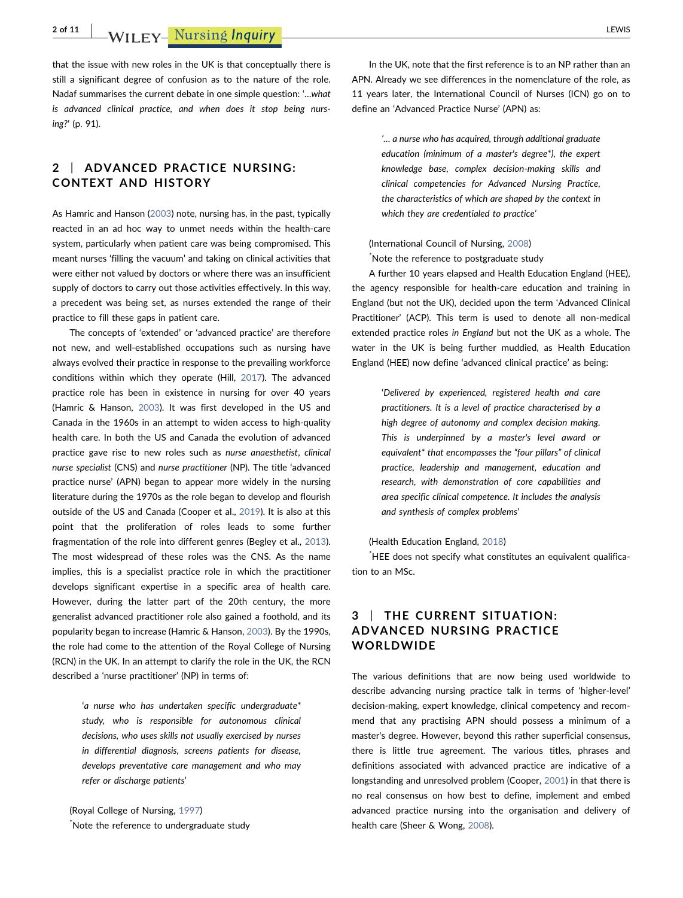that the issue with new roles in the UK is that conceptually there is still a significant degree of confusion as to the nature of the role. Nadaf summarises the current debate in one simple question: '…*what is advanced clinical practice, and when does it stop being nursing?*' (p. 91).

## 2 | ADVANCED PRACTICE NURSING: CONTEXT AND HISTORY

As Hamric and Hanson (2003) note, nursing has, in the past, typically reacted in an ad hoc way to unmet needs within the health-care system, particularly when patient care was being compromised. This meant nurses 'filling the vacuum' and taking on clinical activities that were either not valued by doctors or where there was an insufficient supply of doctors to carry out those activities effectively. In this way, a precedent was being set, as nurses extended the range of their practice to fill these gaps in patient care.

The concepts of 'extended' or 'advanced practice' are therefore not new, and well-established occupations such as nursing have always evolved their practice in response to the prevailing workforce conditions within which they operate (Hill, 2017). The advanced practice role has been in existence in nursing for over 40 years (Hamric & Hanson, 2003). It was first developed in the US and Canada in the 1960s in an attempt to widen access to high-quality health care. In both the US and Canada the evolution of advanced practice gave rise to new roles such as *nurse anaesthetist*, *clinical nurse specialist* (CNS) and *nurse practitioner* (NP). The title 'advanced practice nurse' (APN) began to appear more widely in the nursing literature during the 1970s as the role began to develop and flourish outside of the US and Canada (Cooper et al., 2019). It is also at this point that the proliferation of roles leads to some further fragmentation of the role into different genres (Begley et al., 2013). The most widespread of these roles was the CNS. As the name implies, this is a specialist practice role in which the practitioner develops significant expertise in a specific area of health care. However, during the latter part of the 20th century, the more generalist advanced practitioner role also gained a foothold, and its popularity began to increase (Hamric & Hanson, 2003). By the 1990s, the role had come to the attention of the Royal College of Nursing (RCN) in the UK. In an attempt to clarify the role in the UK, the RCN described a 'nurse practitioner' (NP) in terms of:

> '*a nurse who has undertaken specific undergraduate\* study, who is responsible for autonomous clinical decisions, who uses skills not usually exercised by nurses in differential diagnosis, screens patients for disease, develops preventative care management and who may refer or discharge patients*'

(Royal College of Nursing, 1997)

*Note the reference to undergraduate study

In the UK, note that the first reference is to an NP rather than an APN. Already we see differences in the nomenclature of the role, as 11 years later, the International Council of Nurses (ICN) go on to define an 'Advanced Practice Nurse' (APN) as:

> '*… a nurse who has acquired, through additional graduate education (minimum of a master's degree\*), the expert knowledge base, complex decision-making skills and clinical competencies for Advanced Nursing Practice, the characteristics of which are shaped by the context in which they are credentialed to practice*'

(International Council of Nursing, 2008)

*Note the reference to postgraduate study

A further 10 years elapsed and Health Education England (HEE), the agency responsible for health-care education and training in England (but not the UK), decided upon the term 'Advanced Clinical Practitioner' (ACP). This term is used to denote all non-medical extended practice roles *in England* but not the UK as a whole. The water in the UK is being further muddied, as Health Education England (HEE) now define 'advanced clinical practice' as being:

> '*Delivered by experienced, registered health and care practitioners. It is a level of practice characterised by a high degree of autonomy and complex decision making. This is underpinned by a master's level award or equivalent\* that encompasses the "four pillars" of clinical practice, leadership and management, education and research, with demonstration of core capabilities and area specific clinical competence. It includes the analysis and synthesis of complex problems*'

(Health Education England, 2018)

*HEE does not specify what constitutes an equivalent qualification to an MSc.

## 3 | THE CURRENT SITUATION: ADVANCED NURSING PRACTICE WORLDWIDE

The various definitions that are now being used worldwide to describe advancing nursing practice talk in terms of 'higher-level' decision-making, expert knowledge, clinical competency and recommend that any practising APN should possess a minimum of a master's degree. However, beyond this rather superficial consensus, there is little true agreement. The various titles, phrases and definitions associated with advanced practice are indicative of a longstanding and unresolved problem (Cooper, 2001) in that there is no real consensus on how best to define, implement and embed advanced practice nursing into the organisation and delivery of health care (Sheer & Wong, 2008).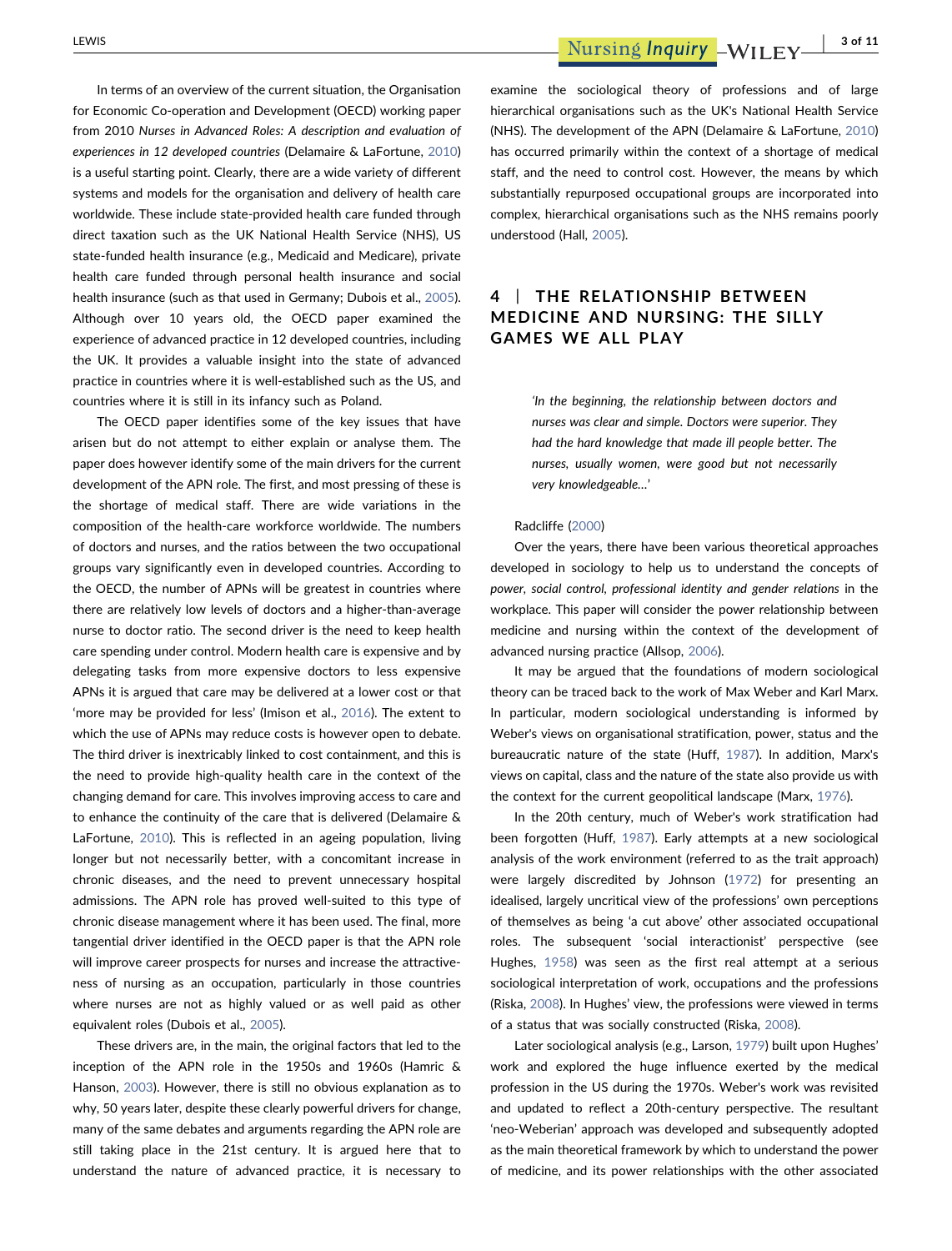In terms of an overview of the current situation, the Organisation for Economic Co-operation and Development (OECD) working paper from 2010 *Nurses in Advanced Roles: A description and evaluation of experiences in 12 developed countries* (Delamaire & LaFortune, 2010) is a useful starting point. Clearly, there are a wide variety of different systems and models for the organisation and delivery of health care worldwide. These include state-provided health care funded through direct taxation such as the UK National Health Service (NHS), US state-funded health insurance (e.g., Medicaid and Medicare), private health care funded through personal health insurance and social health insurance (such as that used in Germany; Dubois et al., 2005). Although over 10 years old, the OECD paper examined the experience of advanced practice in 12 developed countries, including the UK. It provides a valuable insight into the state of advanced practice in countries where it is well-established such as the US, and countries where it is still in its infancy such as Poland.

The OECD paper identifies some of the key issues that have arisen but do not attempt to either explain or analyse them. The paper does however identify some of the main drivers for the current development of the APN role. The first, and most pressing of these is the shortage of medical staff. There are wide variations in the composition of the health-care workforce worldwide. The numbers of doctors and nurses, and the ratios between the two occupational groups vary significantly even in developed countries. According to the OECD, the number of APNs will be greatest in countries where there are relatively low levels of doctors and a higher-than-average nurse to doctor ratio. The second driver is the need to keep health care spending under control. Modern health care is expensive and by delegating tasks from more expensive doctors to less expensive APNs it is argued that care may be delivered at a lower cost or that 'more may be provided for less' (Imison et al., 2016). The extent to which the use of APNs may reduce costs is however open to debate. The third driver is inextricably linked to cost containment, and this is the need to provide high-quality health care in the context of the changing demand for care. This involves improving access to care and to enhance the continuity of the care that is delivered (Delamaire & LaFortune, 2010). This is reflected in an ageing population, living longer but not necessarily better, with a concomitant increase in chronic diseases, and the need to prevent unnecessary hospital admissions. The APN role has proved well-suited to this type of chronic disease management where it has been used. The final, more tangential driver identified in the OECD paper is that the APN role will improve career prospects for nurses and increase the attractiveness of nursing as an occupation, particularly in those countries where nurses are not as highly valued or as well paid as other equivalent roles (Dubois et al., 2005).

These drivers are, in the main, the original factors that led to the inception of the APN role in the 1950s and 1960s (Hamric & Hanson, 2003). However, there is still no obvious explanation as to why, 50 years later, despite these clearly powerful drivers for change, many of the same debates and arguments regarding the APN role are still taking place in the 21st century. It is argued here that to understand the nature of advanced practice, it is necessary to examine the sociological theory of professions and of large hierarchical organisations such as the UK's National Health Service (NHS). The development of the APN (Delamaire & LaFortune, 2010) has occurred primarily within the context of a shortage of medical staff, and the need to control cost. However, the means by which substantially repurposed occupational groups are incorporated into complex, hierarchical organisations such as the NHS remains poorly understood (Hall, 2005).

## 4 | THE RELATIONSHIP BETWEEN MEDICINE AND NURSING: THE SILLY GAMES WE ALL PLAY

> *'In the beginning, the relationship between doctors and nurses was clear and simple. Doctors were superior. They had the hard knowledge that made ill people better. The nurses, usually women, were good but not necessarily very knowledgeable…'*

Radcliffe (2000)

Over the years, there have been various theoretical approaches developed in sociology to help us to understand the concepts of *power, social control, professional identity and gender relations* in the workplace. This paper will consider the power relationship between medicine and nursing within the context of the development of advanced nursing practice (Allsop, 2006).

It may be argued that the foundations of modern sociological theory can be traced back to the work of Max Weber and Karl Marx. In particular, modern sociological understanding is informed by Weber's views on organisational stratification, power, status and the bureaucratic nature of the state (Huff, 1987). In addition, Marx's views on capital, class and the nature of the state also provide us with the context for the current geopolitical landscape (Marx, 1976).

In the 20th century, much of Weber's work stratification had been forgotten (Huff, 1987). Early attempts at a new sociological analysis of the work environment (referred to as the trait approach) were largely discredited by Johnson (1972) for presenting an idealised, largely uncritical view of the professions' own perceptions of themselves as being 'a cut above' other associated occupational roles. The subsequent 'social interactionist' perspective (see Hughes, 1958) was seen as the first real attempt at a serious sociological interpretation of work, occupations and the professions (Riska, 2008). In Hughes' view, the professions were viewed in terms of a status that was socially constructed (Riska, 2008).

Later sociological analysis (e.g., Larson, 1979) built upon Hughes' work and explored the huge influence exerted by the medical profession in the US during the 1970s. Weber's work was revisited and updated to reflect a 20th-century perspective. The resultant 'neo-Weberian' approach was developed and subsequently adopted as the main theoretical framework by which to understand the power of medicine, and its power relationships with the other associated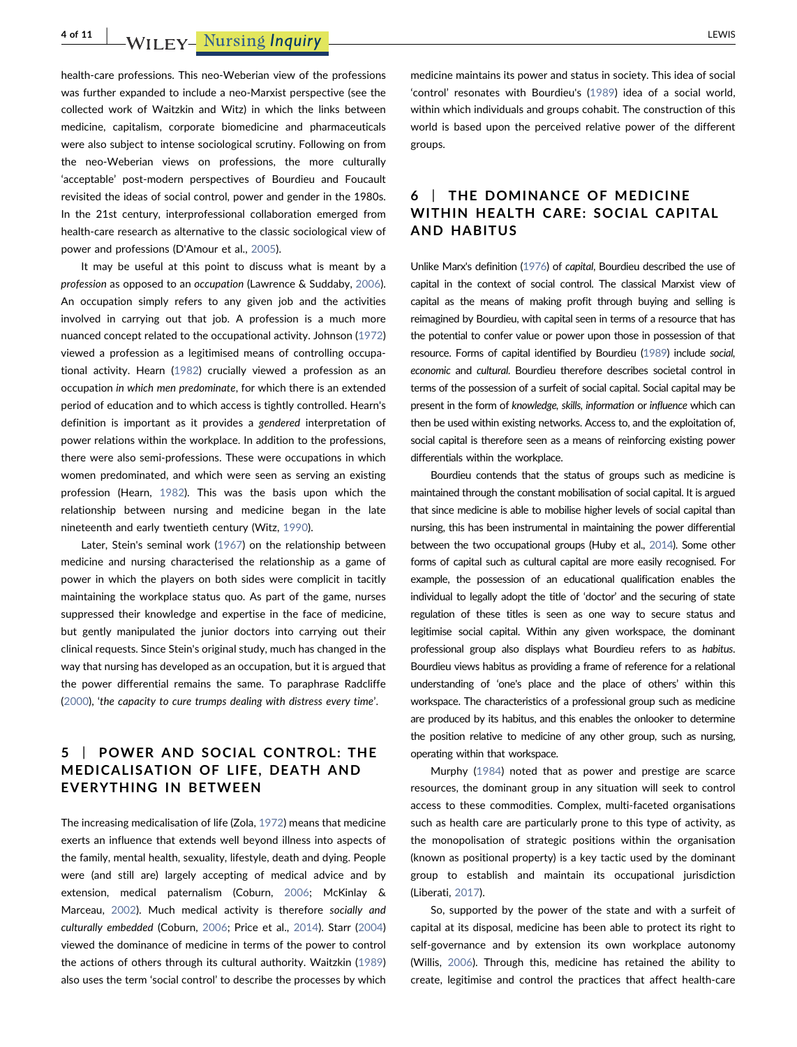health-care professions. This neo-Weberian view of the professions was further expanded to include a neo-Marxist perspective (see the collected work of Waitzkin and Witz) in which the links between medicine, capitalism, corporate biomedicine and pharmaceuticals were also subject to intense sociological scrutiny. Following on from the neo-Weberian views on professions, the more culturally 'acceptable' post-modern perspectives of Bourdieu and Foucault revisited the ideas of social control, power and gender in the 1980s. In the 21st century, interprofessional collaboration emerged from health-care research as alternative to the classic sociological view of power and professions (D'Amour et al., 2005).

It may be useful at this point to discuss what is meant by a *profession* as opposed to an *occupation* (Lawrence & Suddaby, 2006). An occupation simply refers to any given job and the activities involved in carrying out that job. A profession is a much more nuanced concept related to the occupational activity. Johnson (1972) viewed a profession as a legitimised means of controlling occupational activity. Hearn (1982) crucially viewed a profession as an occupation *in which men predominate*, for which there is an extended period of education and to which access is tightly controlled. Hearn's definition is important as it provides a *gendered* interpretation of power relations within the workplace. In addition to the professions, there were also semi-professions. These were occupations in which women predominated, and which were seen as serving an existing profession (Hearn, 1982). This was the basis upon which the relationship between nursing and medicine began in the late nineteenth and early twentieth century (Witz, 1990).

Later, Stein's seminal work (1967) on the relationship between medicine and nursing characterised the relationship as a game of power in which the players on both sides were complicit in tacitly maintaining the workplace status quo. As part of the game, nurses suppressed their knowledge and expertise in the face of medicine, but gently manipulated the junior doctors into carrying out their clinical requests. Since Stein's original study, much has changed in the way that nursing has developed as an occupation, but it is argued that the power differential remains the same. To paraphrase Radcliffe (2000), '*the capacity to cure trumps dealing with distress every time*'.

## 5 | POWER AND SOCIAL CONTROL: THE MEDICALISATION OF LIFE, DEATH AND EVERYTHING IN BETWEEN

The increasing medicalisation of life (Zola, 1972) means that medicine exerts an influence that extends well beyond illness into aspects of the family, mental health, sexuality, lifestyle, death and dying. People were (and still are) largely accepting of medical advice and by extension, medical paternalism (Coburn, 2006; McKinlay & Marceau, 2002). Much medical activity is therefore *socially and culturally embedded* (Coburn, 2006; Price et al., 2014). Starr (2004) viewed the dominance of medicine in terms of the power to control the actions of others through its cultural authority. Waitzkin (1989) also uses the term 'social control' to describe the processes by which medicine maintains its power and status in society. This idea of social 'control' resonates with Bourdieu's (1989) idea of a social world, within which individuals and groups cohabit. The construction of this world is based upon the perceived relative power of the different groups.

## 6 | THE DOMINANCE OF MEDICINE WITHIN HEALTH CARE: SOCIAL CAPITAL AND HABITUS

Unlike Marx's definition (1976) of *capital*, Bourdieu described the use of capital in the context of social control. The classical Marxist view of capital as the means of making profit through buying and selling is reimagined by Bourdieu, with capital seen in terms of a resource that has the potential to confer value or power upon those in possession of that resource. Forms of capital identified by Bourdieu (1989) include *social, economic* and *cultural.* Bourdieu therefore describes societal control in terms of the possession of a surfeit of social capital. Social capital may be present in the form of *knowledge, skills, information* or *influence* which can then be used within existing networks. Access to, and the exploitation of, social capital is therefore seen as a means of reinforcing existing power differentials within the workplace.

Bourdieu contends that the status of groups such as medicine is maintained through the constant mobilisation of social capital. It is argued that since medicine is able to mobilise higher levels of social capital than nursing, this has been instrumental in maintaining the power differential between the two occupational groups (Huby et al., 2014). Some other forms of capital such as cultural capital are more easily recognised. For example, the possession of an educational qualification enables the individual to legally adopt the title of 'doctor' and the securing of state regulation of these titles is seen as one way to secure status and legitimise social capital. Within any given workspace, the dominant professional group also displays what Bourdieu refers to as *habitus*. Bourdieu views habitus as providing a frame of reference for a relational understanding of 'one's place and the place of others' within this workspace. The characteristics of a professional group such as medicine are produced by its habitus, and this enables the onlooker to determine the position relative to medicine of any other group, such as nursing, operating within that workspace.

Murphy (1984) noted that as power and prestige are scarce resources, the dominant group in any situation will seek to control access to these commodities. Complex, multi-faceted organisations such as health care are particularly prone to this type of activity, as the monopolisation of strategic positions within the organisation (known as positional property) is a key tactic used by the dominant group to establish and maintain its occupational jurisdiction (Liberati, 2017).

So, supported by the power of the state and with a surfeit of capital at its disposal, medicine has been able to protect its right to self-governance and by extension its own workplace autonomy (Willis, 2006). Through this, medicine has retained the ability to create, legitimise and control the practices that affect health-care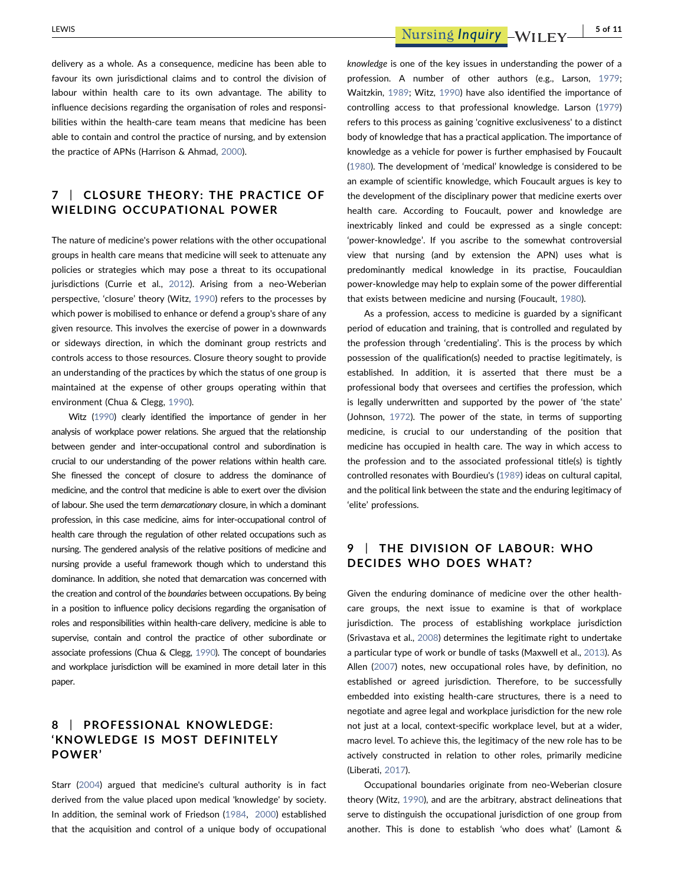delivery as a whole. As a consequence, medicine has been able to favour its own jurisdictional claims and to control the division of labour within health care to its own advantage. The ability to influence decisions regarding the organisation of roles and responsibilities within the health-care team means that medicine has been able to contain and control the practice of nursing, and by extension the practice of APNs (Harrison & Ahmad, 2000).

## 7 | CLOSURE THEORY: THE PRACTICE OF WIELDING OCCUPATIONAL POWER

The nature of medicine's power relations with the other occupational groups in health care means that medicine will seek to attenuate any policies or strategies which may pose a threat to its occupational jurisdictions (Currie et al., 2012). Arising from a neo-Weberian perspective, 'closure' theory (Witz, 1990) refers to the processes by which power is mobilised to enhance or defend a group's share of any given resource. This involves the exercise of power in a downwards or sideways direction, in which the dominant group restricts and controls access to those resources. Closure theory sought to provide an understanding of the practices by which the status of one group is maintained at the expense of other groups operating within that environment (Chua & Clegg, 1990).

Witz (1990) clearly identified the importance of gender in her analysis of workplace power relations. She argued that the relationship between gender and inter-occupational control and subordination is crucial to our understanding of the power relations within health care. She finessed the concept of closure to address the dominance of medicine, and the control that medicine is able to exert over the division of labour. She used the term *demarcationary* closure, in which a dominant profession, in this case medicine, aims for inter-occupational control of health care through the regulation of other related occupations such as nursing. The gendered analysis of the relative positions of medicine and nursing provide a useful framework though which to understand this dominance. In addition, she noted that demarcation was concerned with the creation and control of the *boundaries* between occupations. By being in a position to influence policy decisions regarding the organisation of roles and responsibilities within health-care delivery, medicine is able to supervise, contain and control the practice of other subordinate or associate professions (Chua & Clegg, 1990). The concept of boundaries and workplace jurisdiction will be examined in more detail later in this paper.

## 8 | PROFESSIONAL KNOWLEDGE: 'KNOWLEDGE IS MOST DEFINITELY POWER'

Starr (2004) argued that medicine's cultural authority is in fact derived from the value placed upon medical 'knowledge' by society. In addition, the seminal work of Friedson (1984, 2000) established that the acquisition and control of a unique body of occupational *knowledge* is one of the key issues in understanding the power of a profession. A number of other authors (e.g., Larson, 1979; Waitzkin, 1989; Witz, 1990) have also identified the importance of controlling access to that professional knowledge. Larson (1979) refers to this process as gaining 'cognitive exclusiveness' to a distinct body of knowledge that has a practical application. The importance of knowledge as a vehicle for power is further emphasised by Foucault (1980). The development of 'medical' knowledge is considered to be an example of scientific knowledge, which Foucault argues is key to the development of the disciplinary power that medicine exerts over health care. According to Foucault, power and knowledge are inextricably linked and could be expressed as a single concept: 'power-knowledge'. If you ascribe to the somewhat controversial view that nursing (and by extension the APN) uses what is predominantly medical knowledge in its practise, Foucauldian power-knowledge may help to explain some of the power differential that exists between medicine and nursing (Foucault, 1980).

As a profession, access to medicine is guarded by a significant period of education and training, that is controlled and regulated by the profession through 'credentialing'. This is the process by which possession of the qualification(s) needed to practise legitimately, is established. In addition, it is asserted that there must be a professional body that oversees and certifies the profession, which is legally underwritten and supported by the power of 'the state' (Johnson, 1972). The power of the state, in terms of supporting medicine, is crucial to our understanding of the position that medicine has occupied in health care. The way in which access to the profession and to the associated professional title(s) is tightly controlled resonates with Bourdieu's (1989) ideas on cultural capital, and the political link between the state and the enduring legitimacy of 'elite' professions.

## 9 | THE DIVISION OF LABOUR: WHO DECIDES WHO DOES WHAT?

Given the enduring dominance of medicine over the other health-care groups, the next issue to examine is that of workplace jurisdiction. The process of establishing workplace jurisdiction (Srivastava et al., 2008) determines the legitimate right to undertake a particular type of work or bundle of tasks (Maxwell et al., 2013). As Allen (2007) notes, new occupational roles have, by definition, no established or agreed jurisdiction. Therefore, to be successfully embedded into existing health-care structures, there is a need to negotiate and agree legal and workplace jurisdiction for the new role not just at a local, context-specific workplace level, but at a wider, macro level. To achieve this, the legitimacy of the new role has to be actively constructed in relation to other roles, primarily medicine (Liberati, 2017).

Occupational boundaries originate from neo-Weberian closure theory (Witz, 1990), and are the arbitrary, abstract delineations that serve to distinguish the occupational jurisdiction of one group from another. This is done to establish 'who does what' (Lamont &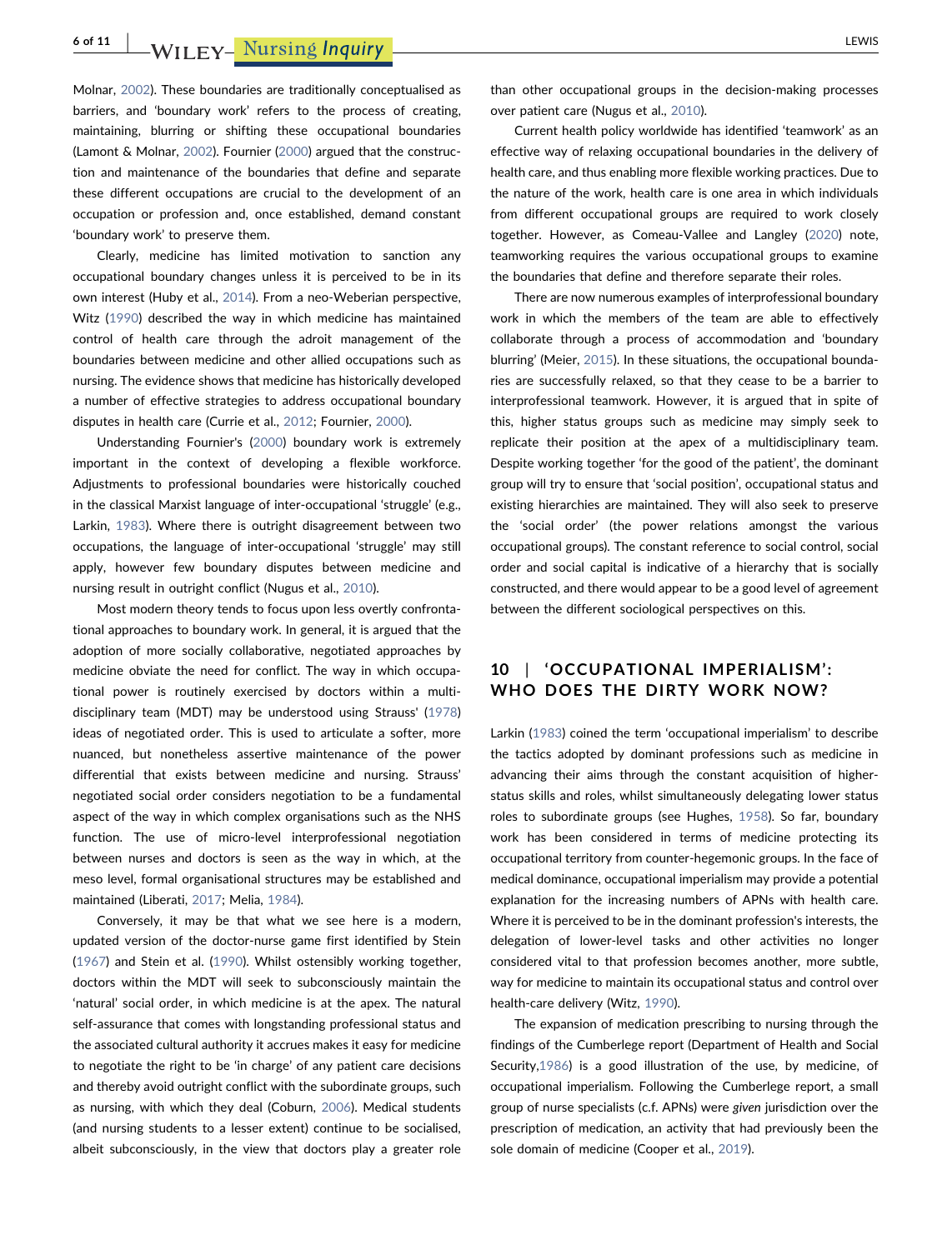Molnar, 2002). These boundaries are traditionally conceptualised as barriers, and 'boundary work' refers to the process of creating, maintaining, blurring or shifting these occupational boundaries (Lamont & Molnar, 2002). Fournier (2000) argued that the construction and maintenance of the boundaries that define and separate these different occupations are crucial to the development of an occupation or profession and, once established, demand constant 'boundary work' to preserve them.

Clearly, medicine has limited motivation to sanction any occupational boundary changes unless it is perceived to be in its own interest (Huby et al., 2014). From a neo-Weberian perspective, Witz (1990) described the way in which medicine has maintained control of health care through the adroit management of the boundaries between medicine and other allied occupations such as nursing. The evidence shows that medicine has historically developed a number of effective strategies to address occupational boundary disputes in health care (Currie et al., 2012; Fournier, 2000).

Understanding Fournier's (2000) boundary work is extremely important in the context of developing a flexible workforce. Adjustments to professional boundaries were historically couched in the classical Marxist language of inter-occupational 'struggle' (e.g., Larkin, 1983). Where there is outright disagreement between two occupations, the language of inter-occupational 'struggle' may still apply, however few boundary disputes between medicine and nursing result in outright conflict (Nugus et al., 2010).

Most modern theory tends to focus upon less overtly confrontational approaches to boundary work. In general, it is argued that the adoption of more socially collaborative, negotiated approaches by medicine obviate the need for conflict. The way in which occupational power is routinely exercised by doctors within a multidisciplinary team (MDT) may be understood using Strauss' (1978) ideas of negotiated order. This is used to articulate a softer, more nuanced, but nonetheless assertive maintenance of the power differential that exists between medicine and nursing. Strauss' negotiated social order considers negotiation to be a fundamental aspect of the way in which complex organisations such as the NHS function. The use of micro-level interprofessional negotiation between nurses and doctors is seen as the way in which, at the meso level, formal organisational structures may be established and maintained (Liberati, 2017; Melia, 1984).

Conversely, it may be that what we see here is a modern, updated version of the doctor-nurse game first identified by Stein (1967) and Stein et al. (1990). Whilst ostensibly working together, doctors within the MDT will seek to subconsciously maintain the 'natural' social order, in which medicine is at the apex. The natural self-assurance that comes with longstanding professional status and the associated cultural authority it accrues makes it easy for medicine to negotiate the right to be 'in charge' of any patient care decisions and thereby avoid outright conflict with the subordinate groups, such as nursing, with which they deal (Coburn, 2006). Medical students (and nursing students to a lesser extent) continue to be socialised, albeit subconsciously, in the view that doctors play a greater role than other occupational groups in the decision-making processes over patient care (Nugus et al., 2010).

Current health policy worldwide has identified 'teamwork' as an effective way of relaxing occupational boundaries in the delivery of health care, and thus enabling more flexible working practices. Due to the nature of the work, health care is one area in which individuals from different occupational groups are required to work closely together. However, as Comeau-Vallee and Langley (2020) note, teamworking requires the various occupational groups to examine the boundaries that define and therefore separate their roles.

There are now numerous examples of interprofessional boundary work in which the members of the team are able to effectively collaborate through a process of accommodation and 'boundary blurring' (Meier, 2015). In these situations, the occupational boundaries are successfully relaxed, so that they cease to be a barrier to interprofessional teamwork. However, it is argued that in spite of this, higher status groups such as medicine may simply seek to replicate their position at the apex of a multidisciplinary team. Despite working together 'for the good of the patient', the dominant group will try to ensure that 'social position', occupational status and existing hierarchies are maintained. They will also seek to preserve the 'social order' (the power relations amongst the various occupational groups). The constant reference to social control, social order and social capital is indicative of a hierarchy that is socially constructed, and there would appear to be a good level of agreement between the different sociological perspectives on this.

## 10 | 'OCCUPATIONAL IMPERIALISM': WHO DOES THE DIRTY WORK NOW?

Larkin (1983) coined the term 'occupational imperialism' to describe the tactics adopted by dominant professions such as medicine in advancing their aims through the constant acquisition of higher-status skills and roles, whilst simultaneously delegating lower status roles to subordinate groups (see Hughes, 1958). So far, boundary work has been considered in terms of medicine protecting its occupational territory from counter-hegemonic groups. In the face of medical dominance, occupational imperialism may provide a potential explanation for the increasing numbers of APNs with health care. Where it is perceived to be in the dominant profession's interests, the delegation of lower-level tasks and other activities no longer considered vital to that profession becomes another, more subtle, way for medicine to maintain its occupational status and control over health-care delivery (Witz, 1990).

The expansion of medication prescribing to nursing through the findings of the Cumberlege report (Department of Health and Social Security,1986) is a good illustration of the use, by medicine, of occupational imperialism. Following the Cumberlege report, a small group of nurse specialists (c.f. APNs) were *given* jurisdiction over the prescription of medication, an activity that had previously been the sole domain of medicine (Cooper et al., 2019).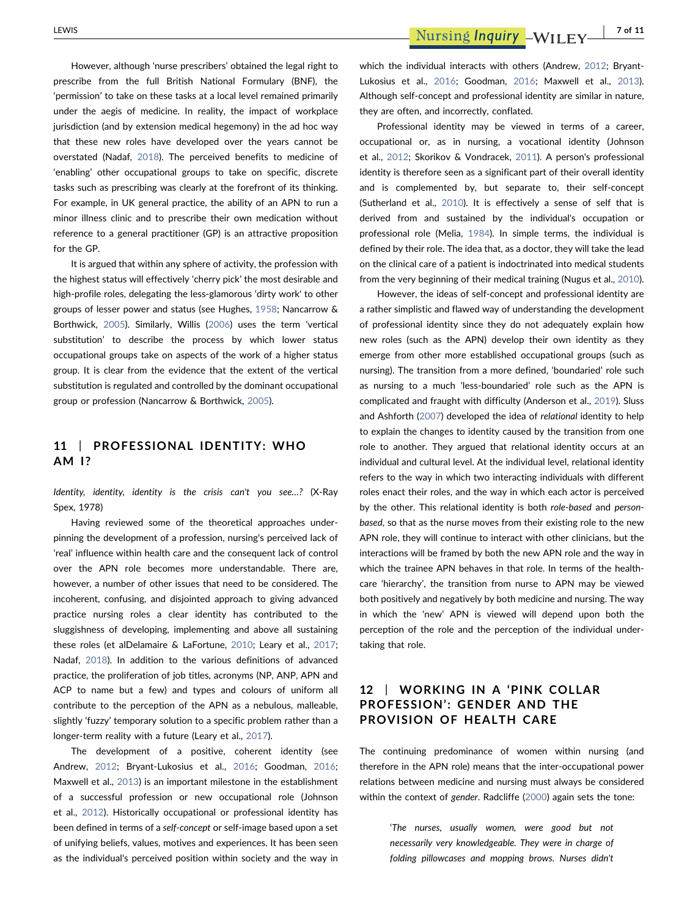However, although 'nurse prescribers' obtained the legal right to prescribe from the full British National Formulary (BNF), the 'permission' to take on these tasks at a local level remained primarily under the aegis of medicine. In reality, the impact of workplace jurisdiction (and by extension medical hegemony) in the ad hoc way that these new roles have developed over the years cannot be overstated (Nadaf, 2018). The perceived benefits to medicine of 'enabling' other occupational groups to take on specific, discrete tasks such as prescribing was clearly at the forefront of its thinking. For example, in UK general practice, the ability of an APN to run a minor illness clinic and to prescribe their own medication without reference to a general practitioner (GP) is an attractive proposition for the GP.

It is argued that within any sphere of activity, the profession with the highest status will effectively 'cherry pick' the most desirable and high-profile roles, delegating the less-glamorous 'dirty work' to other groups of lesser power and status (see Hughes, 1958; Nancarrow & Borthwick, 2005). Similarly, Willis (2006) uses the term 'vertical substitution' to describe the process by which lower status occupational groups take on aspects of the work of a higher status group. It is clear from the evidence that the extent of the vertical substitution is regulated and controlled by the dominant occupational group or profession (Nancarrow & Borthwick, 2005).

## 11 | PROFESSIONAL IDENTITY: WHO AM I?

*Identity, identity, identity is the crisis can't you see…?* (X-Ray Spex, 1978)

Having reviewed some of the theoretical approaches underpinning the development of a profession, nursing's perceived lack of 'real' influence within health care and the consequent lack of control over the APN role becomes more understandable. There are, however, a number of other issues that need to be considered. The incoherent, confusing, and disjointed approach to giving advanced practice nursing roles a clear identity has contributed to the sluggishness of developing, implementing and above all sustaining these roles (et alDelamaire & LaFortune, 2010; Leary et al., 2017; Nadaf, 2018). In addition to the various definitions of advanced practice, the proliferation of job titles, acronyms (NP, ANP, APN and ACP to name but a few) and types and colours of uniform all contribute to the perception of the APN as a nebulous, malleable, slightly 'fuzzy' temporary solution to a specific problem rather than a longer-term reality with a future (Leary et al., 2017).

The development of a positive, coherent identity (see Andrew, 2012; Bryant-Lukosius et al., 2016; Goodman, 2016; Maxwell et al., 2013) is an important milestone in the establishment of a successful profession or new occupational role (Johnson et al., 2012). Historically occupational or professional identity has been defined in terms of a *self-concept* or self-image based upon a set of unifying beliefs, values, motives and experiences. It has been seen as the individual's perceived position within society and the way in which the individual interacts with others (Andrew, 2012; Bryant-Lukosius et al., 2016; Goodman, 2016; Maxwell et al., 2013). Although self-concept and professional identity are similar in nature, they are often, and incorrectly, conflated.

Professional identity may be viewed in terms of a career, occupational or, as in nursing, a vocational identity (Johnson et al., 2012; Skorikov & Vondracek, 2011). A person's professional identity is therefore seen as a significant part of their overall identity and is complemented by, but separate to, their self-concept (Sutherland et al., 2010). It is effectively a sense of self that is derived from and sustained by the individual's occupation or professional role (Melia, 1984). In simple terms, the individual is defined by their role. The idea that, as a doctor, they will take the lead on the clinical care of a patient is indoctrinated into medical students from the very beginning of their medical training (Nugus et al., 2010).

However, the ideas of self-concept and professional identity are a rather simplistic and flawed way of understanding the development of professional identity since they do not adequately explain how new roles (such as the APN) develop their own identity as they emerge from other more established occupational groups (such as nursing). The transition from a more defined, 'boundaried' role such as nursing to a much 'less-boundaried' role such as the APN is complicated and fraught with difficulty (Anderson et al., 2019). Sluss and Ashforth (2007) developed the idea of *relational* identity to help to explain the changes to identity caused by the transition from one role to another. They argued that relational identity occurs at an individual and cultural level. At the individual level, relational identity refers to the way in which two interacting individuals with different roles enact their roles, and the way in which each actor is perceived by the other. This relational identity is both *role-based* and *person-based*, so that as the nurse moves from their existing role to the new APN role, they will continue to interact with other clinicians, but the interactions will be framed by both the new APN role and the way in which the trainee APN behaves in that role. In terms of the healthcare 'hierarchy', the transition from nurse to APN may be viewed both positively and negatively by both medicine and nursing. The way in which the 'new' APN is viewed will depend upon both the perception of the role and the perception of the individual undertaking that role.

## 12 | WORKING IN A 'PINK COLLAR PROFESSION': GENDER AND THE PROVISION OF HEALTH CARE

The continuing predominance of women within nursing (and therefore in the APN role) means that the inter-occupational power relations between medicine and nursing must always be considered within the context of *gender*. Radcliffe (2000) again sets the tone:

> *'The nurses, usually women, were good but not necessarily very knowledgeable. They were in charge of folding pillowcases and mopping brows. Nurses didn't*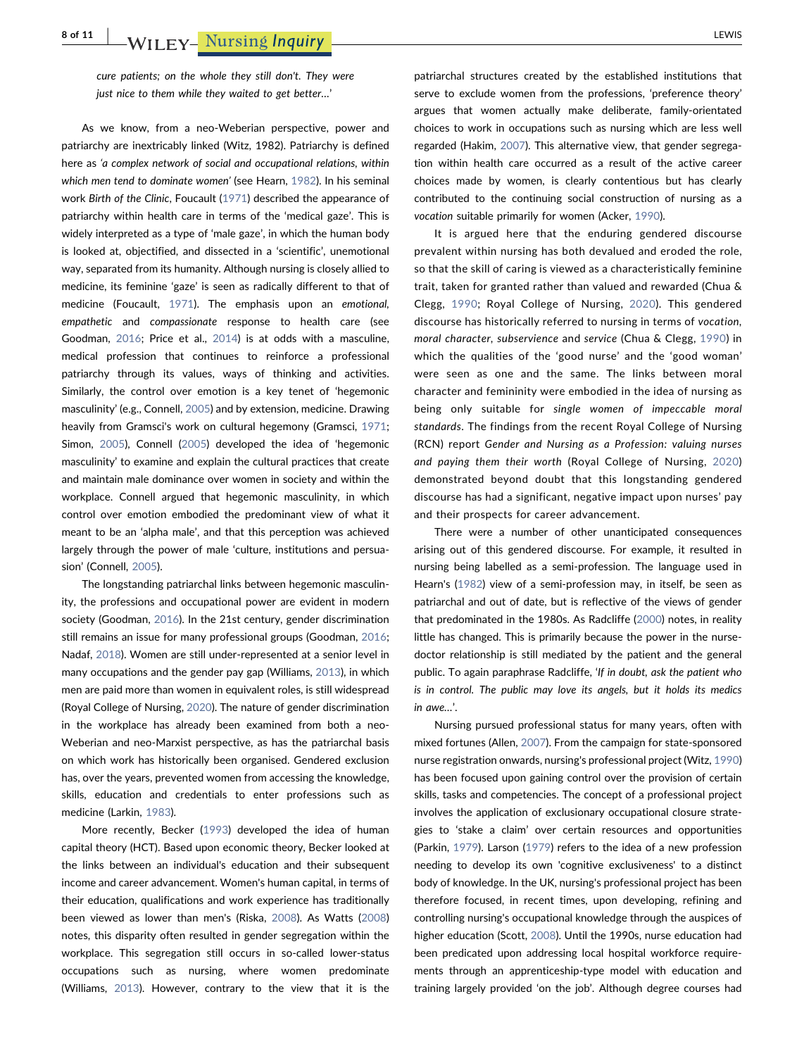*cure patients; on the whole they still don't. They were just nice to them while they waited to get better…'*

As we know, from a neo-Weberian perspective, power and patriarchy are inextricably linked (Witz, 1982). Patriarchy is defined here as *'a complex network of social and occupational relations, within which men tend to dominate women'* (see Hearn, 1982). In his seminal work *Birth of the Clinic*, Foucault (1971) described the appearance of patriarchy within health care in terms of the 'medical gaze'. This is widely interpreted as a type of 'male gaze', in which the human body is looked at, objectified, and dissected in a 'scientific', unemotional way, separated from its humanity. Although nursing is closely allied to medicine, its feminine 'gaze' is seen as radically different to that of medicine (Foucault, 1971). The emphasis upon an *emotional*, *empathetic* and *compassionate* response to health care (see Goodman, 2016; Price et al., 2014) is at odds with a masculine, medical profession that continues to reinforce a professional patriarchy through its values, ways of thinking and activities. Similarly, the control over emotion is a key tenet of 'hegemonic masculinity' (e.g., Connell, 2005) and by extension, medicine. Drawing heavily from Gramsci's work on cultural hegemony (Gramsci, 1971; Simon, 2005), Connell (2005) developed the idea of 'hegemonic masculinity' to examine and explain the cultural practices that create and maintain male dominance over women in society and within the workplace. Connell argued that hegemonic masculinity, in which control over emotion embodied the predominant view of what it meant to be an 'alpha male', and that this perception was achieved largely through the power of male 'culture, institutions and persuasion' (Connell, 2005).

The longstanding patriarchal links between hegemonic masculinity, the professions and occupational power are evident in modern society (Goodman, 2016). In the 21st century, gender discrimination still remains an issue for many professional groups (Goodman, 2016; Nadaf, 2018). Women are still under-represented at a senior level in many occupations and the gender pay gap (Williams, 2013), in which men are paid more than women in equivalent roles, is still widespread (Royal College of Nursing, 2020). The nature of gender discrimination in the workplace has already been examined from both a neo-Weberian and neo-Marxist perspective, as has the patriarchal basis on which work has historically been organised. Gendered exclusion has, over the years, prevented women from accessing the knowledge, skills, education and credentials to enter professions such as medicine (Larkin, 1983).

More recently, Becker (1993) developed the idea of human capital theory (HCT). Based upon economic theory, Becker looked at the links between an individual's education and their subsequent income and career advancement. Women's human capital, in terms of their education, qualifications and work experience has traditionally been viewed as lower than men's (Riska, 2008). As Watts (2008) notes, this disparity often resulted in gender segregation within the workplace. This segregation still occurs in so-called lower-status occupations such as nursing, where women predominate (Williams, 2013). However, contrary to the view that it is the patriarchal structures created by the established institutions that serve to exclude women from the professions, 'preference theory' argues that women actually make deliberate, family-orientated choices to work in occupations such as nursing which are less well regarded (Hakim, 2007). This alternative view, that gender segregation within health care occurred as a result of the active career choices made by women, is clearly contentious but has clearly contributed to the continuing social construction of nursing as a *vocation* suitable primarily for women (Acker, 1990).

It is argued here that the enduring gendered discourse prevalent within nursing has both devalued and eroded the role, so that the skill of caring is viewed as a characteristically feminine trait, taken for granted rather than valued and rewarded (Chua & Clegg, 1990; Royal College of Nursing, 2020). This gendered discourse has historically referred to nursing in terms of *vocation*, *moral character*, *subservience* and *service* (Chua & Clegg, 1990) in which the qualities of the 'good nurse' and the 'good woman' were seen as one and the same. The links between moral character and femininity were embodied in the idea of nursing as being only suitable for *single women of impeccable moral standards*. The findings from the recent Royal College of Nursing (RCN) report *Gender and Nursing as a Profession: valuing nurses and paying them their worth* (Royal College of Nursing, 2020) demonstrated beyond doubt that this longstanding gendered discourse has had a significant, negative impact upon nurses' pay and their prospects for career advancement.

There were a number of other unanticipated consequences arising out of this gendered discourse. For example, it resulted in nursing being labelled as a semi-profession. The language used in Hearn's (1982) view of a semi-profession may, in itself, be seen as patriarchal and out of date, but is reflective of the views of gender that predominated in the 1980s. As Radcliffe (2000) notes, in reality little has changed. This is primarily because the power in the nurse-doctor relationship is still mediated by the patient and the general public. To again paraphrase Radcliffe, *'If in doubt, ask the patient who is in control. The public may love its angels, but it holds its medics in awe…'*.

Nursing pursued professional status for many years, often with mixed fortunes (Allen, 2007). From the campaign for state-sponsored nurse registration onwards, nursing's professional project (Witz, 1990) has been focused upon gaining control over the provision of certain skills, tasks and competencies. The concept of a professional project involves the application of exclusionary occupational closure strategies to 'stake a claim' over certain resources and opportunities (Parkin, 1979). Larson (1979) refers to the idea of a new profession needing to develop its own 'cognitive exclusiveness' to a distinct body of knowledge. In the UK, nursing's professional project has been therefore focused, in recent times, upon developing, refining and controlling nursing's occupational knowledge through the auspices of higher education (Scott, 2008). Until the 1990s, nurse education had been predicated upon addressing local hospital workforce requirements through an apprenticeship-type model with education and training largely provided 'on the job'. Although degree courses had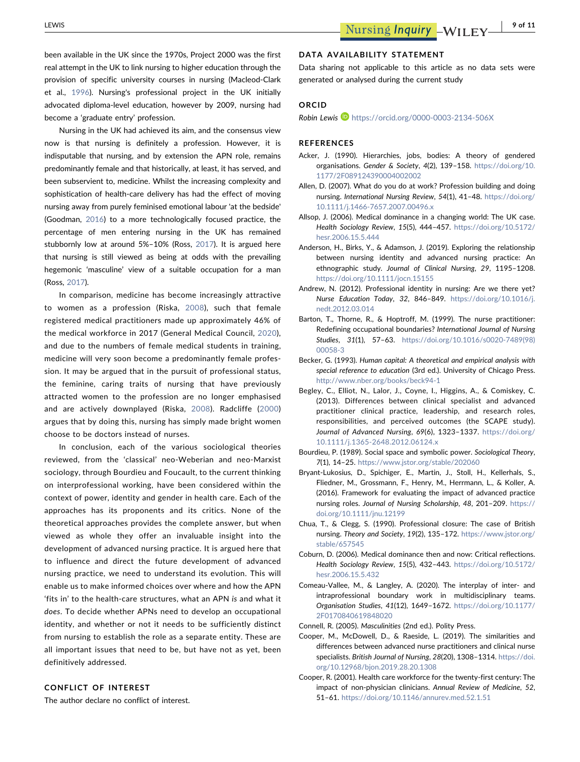been available in the UK since the 1970s, Project 2000 was the first real attempt in the UK to link nursing to higher education through the provision of specific university courses in nursing (Macleod-Clark et al., 1996). Nursing's professional project in the UK initially advocated diploma-level education, however by 2009, nursing had become a 'graduate entry' profession.

Nursing in the UK had achieved its aim, and the consensus view now is that nursing is definitely a profession. However, it is indisputable that nursing, and by extension the APN role, remains predominantly female and that historically, at least, it has served, and been subservient to, medicine. Whilst the increasing complexity and sophistication of health-care delivery has had the effect of moving nursing away from purely feminised emotional labour 'at the bedside' (Goodman, 2016) to a more technologically focused practice, the percentage of men entering nursing in the UK has remained stubbornly low at around 5%–10% (Ross, 2017). It is argued here that nursing is still viewed as being at odds with the prevailing hegemonic 'masculine' view of a suitable occupation for a man (Ross, 2017).

In comparison, medicine has become increasingly attractive to women as a profession (Riska, 2008), such that female registered medical practitioners made up approximately 46% of the medical workforce in 2017 (General Medical Council, 2020), and due to the numbers of female medical students in training, medicine will very soon become a predominantly female profession. It may be argued that in the pursuit of professional status, the feminine, caring traits of nursing that have previously attracted women to the profession are no longer emphasised and are actively downplayed (Riska, 2008). Radcliffe (2000) argues that by doing this, nursing has simply made bright women choose to be doctors instead of nurses.

In conclusion, each of the various sociological theories reviewed, from the 'classical' neo-Weberian and neo-Marxist sociology, through Bourdieu and Foucault, to the current thinking on interprofessional working, have been considered within the context of power, identity and gender in health care. Each of the approaches has its proponents and its critics. None of the theoretical approaches provides the complete answer, but when viewed as whole they offer an invaluable insight into the development of advanced nursing practice. It is argued here that to influence and direct the future development of advanced nursing practice, we need to understand its evolution. This will enable us to make informed choices over where and how the APN 'fits in' to the health-care structures, what an APN *is* and what it *does*. To decide whether APNs need to develop an occupational identity, and whether or not it needs to be sufficiently distinct from nursing to establish the role as a separate entity. These are all important issues that need to be, but have not as yet, been definitively addressed.

## CONFLICT OF INTEREST

The author declare no conflict of interest.

## DATA AVAILABILITY STATEMENT

Data sharing not applicable to this article as no data sets were generated or analysed during the current study

## ORCID

*Robin Lewis* https://orcid.org/0000-0003-2134-506X

## REFERENCES

Acker, J. (1990). Hierarchies, jobs, bodies: A theory of gendered organisations. *Gender & Society*, *4*(2), 139–158. https://doi.org/10.1177/2F089124390004002002

Allen, D. (2007). What do you do at work? Profession building and doing nursing. *International Nursing Review*, *54*(1), 41–48. https://doi.org/10.1111/j.1466-7657.2007.00496.x

Allsop, J. (2006). Medical dominance in a changing world: The UK case. *Health Sociology Review*, *15*(5), 444–457. https://doi.org/10.5172/hesr.2006.15.5.444

Anderson, H., Birks, Y., & Adamson, J. (2019). Exploring the relationship between nursing identity and advanced nursing practice: An ethnographic study. *Journal of Clinical Nursing*, *29*, 1195–1208. https://doi.org/10.1111/jocn.15155

Andrew, N. (2012). Professional identity in nursing: Are we there yet? *Nurse Education Today*, *32*, 846–849. https://doi.org/10.1016/j.nedt.2012.03.014

Barton, T., Thorne, R., & Hoptroff, M. (1999). The nurse practitioner: Redefining occupational boundaries? *International Journal of Nursing Studies*, *31*(1), 57–63. https://doi.org/10.1016/s0020-7489(98)00058-3

Becker, G. (1993). *Human capital: A theoretical and empirical analysis with special reference to education* (3rd ed.). University of Chicago Press. http://www.nber.org/books/beck94-1

Begley, C., Elliot, N., Lalor, J., Coyne, I., Higgins, A., & Comiskey, C. (2013). Differences between clinical specialist and advanced practitioner clinical practice, leadership, and research roles, responsibilities, and perceived outcomes (the SCAPE study). *Journal of Advanced Nursing*, *69*(6), 1323–1337. https://doi.org/10.1111/j.1365-2648.2012.06124.x

Bourdieu, P. (1989). Social space and symbolic power. *Sociological Theory*, *7*(1), 14–25. https://www.jstor.org/stable/202060

Bryant-Lukosius, D., Spichiger, E., Martin, J., Stoll, H., Kellerhals, S., Fliedner, M., Grossmann, F., Henry, M., Herrmann, L., & Koller, A. (2016). Framework for evaluating the impact of advanced practice nursing roles. *Journal of Nursing Scholarship*, *48*, 201–209. https://doi.org/10.1111/jnu.12199

Chua, T., & Clegg, S. (1990). Professional closure: The case of British nursing. *Theory and Society*, *19*(2), 135–172. https://www.jstor.org/stable/657545

Coburn, D. (2006). Medical dominance then and now: Critical reflections. *Health Sociology Review*, *15*(5), 432–443. https://doi.org/10.5172/hesr.2006.15.5.432

Comeau-Vallee, M., & Langley, A. (2020). The interplay of inter- and intraprofessional boundary work in multidisciplinary teams. *Organisation Studies*, *41*(12), 1649–1672. https://doi.org/10.1177/2F0170840619848020

Connell, R. (2005). *Masculinities* (2nd ed.). Polity Press.

Cooper, M., McDowell, D., & Raeside, L. (2019). The similarities and differences between advanced nurse practitioners and clinical nurse specialists. *British Journal of Nursing*, *28*(20), 1308–1314. https://doi.org/10.12968/bjon.2019.28.20.1308

Cooper, R. (2001). Health care workforce for the twenty-first century: The impact of non-physician clinicians. *Annual Review of Medicine*, *52*, 51–61. https://doi.org/10.1146/annurev.med.52.1.51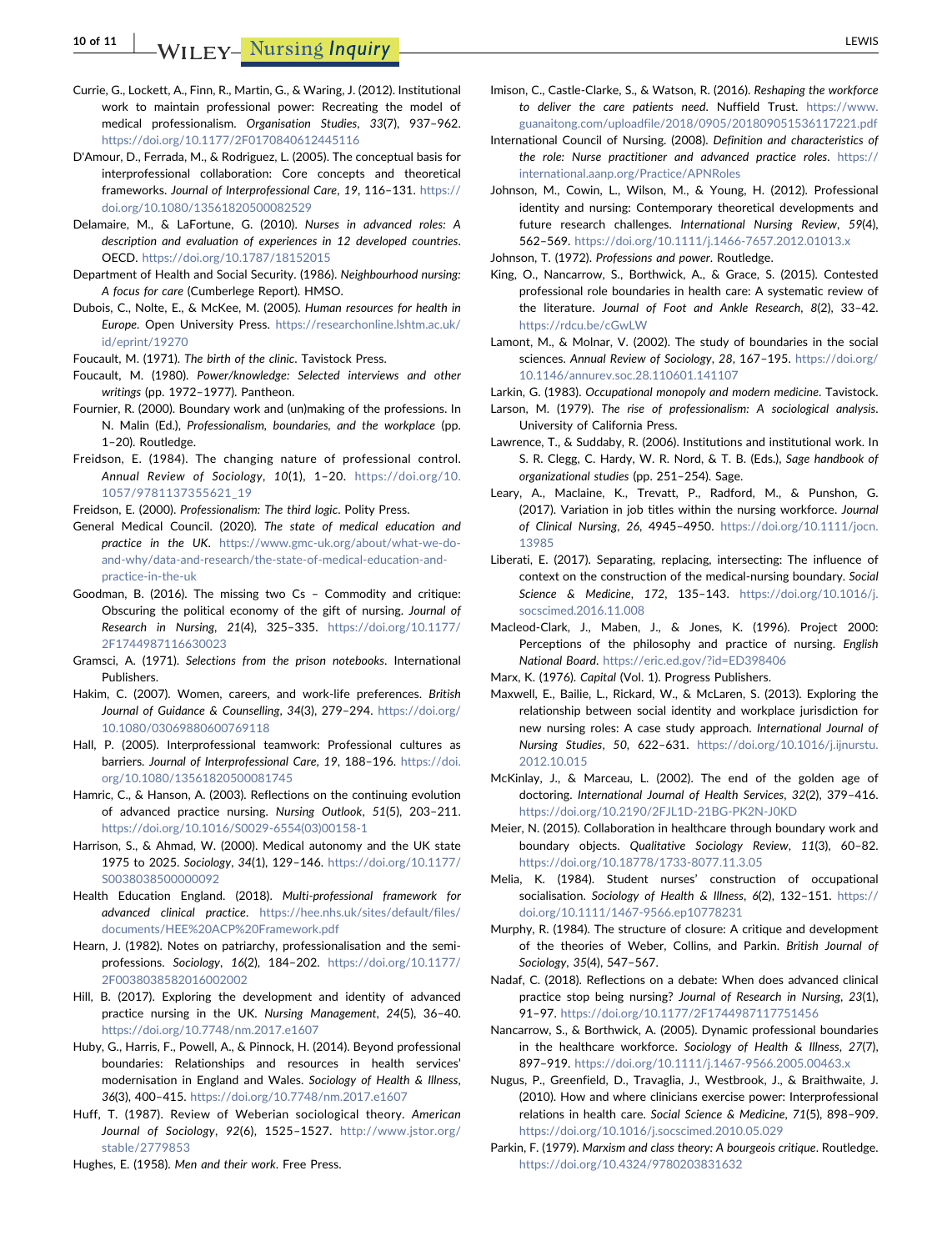Currie, G., Lockett, A., Finn, R., Martin, G., & Waring, J. (2012). Institutional work to maintain professional power: Recreating the model of medical professionalism. *Organisation Studies*, *33*(7), 937–962. https://doi.org/10.1177/2F0170840612445116

D'Amour, D., Ferrada, M., & Rodriguez, L. (2005). The conceptual basis for interprofessional collaboration: Core concepts and theoretical frameworks. *Journal of Interprofessional Care*, *19*, 116–131. https://doi.org/10.1080/13561820500082529

Delamaire, M., & LaFortune, G. (2010). *Nurses in advanced roles: A description and evaluation of experiences in 12 developed countries*. OECD. https://doi.org/10.1787/18152015

Department of Health and Social Security. (1986). *Neighbourhood nursing: A focus for care* (Cumberlege Report). HMSO.

Dubois, C., Nolte, E., & McKee, M. (2005). *Human resources for health in Europe*. Open University Press. https://researchonline.lshtm.ac.uk/id/eprint/19270

Foucault, M. (1971). *The birth of the clinic*. Tavistock Press.

Foucault, M. (1980). *Power/knowledge: Selected interviews and other writings* (pp. 1972–1977). Pantheon.

Fournier, R. (2000). Boundary work and (un)making of the professions. In N. Malin (Ed.), *Professionalism, boundaries, and the workplace* (pp. 1–20). Routledge.

Freidson, E. (1984). The changing nature of professional control. *Annual Review of Sociology*, *10*(1), 1–20. https://doi.org/10.1057/9781137355621_19

Freidson, E. (2000). *Professionalism: The third logic*. Polity Press.

General Medical Council. (2020). *The state of medical education and practice in the UK*. https://www.gmc-uk.org/about/what-we-do-and-why/data-and-research/the-state-of-medical-education-and-practice-in-the-uk

Goodman, B. (2016). The missing two Cs – Commodity and critique: Obscuring the political economy of the gift of nursing. *Journal of Research in Nursing*, *21*(4), 325–335. https://doi.org/10.1177/2F1744987116630023

Gramsci, A. (1971). *Selections from the prison notebooks*. International Publishers.

Hakim, C. (2007). Women, careers, and work-life preferences. *British Journal of Guidance & Counselling*, *34*(3), 279–294. https://doi.org/10.1080/03069880600769118

Hall, P. (2005). Interprofessional teamwork: Professional cultures as barriers. *Journal of Interprofessional Care*, *19*, 188–196. https://doi.org/10.1080/13561820500081745

Hamric, C., & Hanson, A. (2003). Reflections on the continuing evolution of advanced practice nursing. *Nursing Outlook*, *51*(5), 203–211. https://doi.org/10.1016/S0029-6554(03)00158-1

Harrison, S., & Ahmad, W. (2000). Medical autonomy and the UK state 1975 to 2025. *Sociology*, *34*(1), 129–146. https://doi.org/10.1177/S0038038500000092

Health Education England. (2018). *Multi-professional framework for advanced clinical practice*. https://hee.nhs.uk/sites/default/files/documents/HEE%20ACP%20Framework.pdf

Hearn, J. (1982). Notes on patriarchy, professionalisation and the semi-professions. *Sociology*, *16*(2), 184–202. https://doi.org/10.1177/2F0038038582016002002

Hill, B. (2017). Exploring the development and identity of advanced practice nursing in the UK. *Nursing Management*, *24*(5), 36–40. https://doi.org/10.7748/nm.2017.e1607

Huby, G., Harris, F., Powell, A., & Pinnock, H. (2014). Beyond professional boundaries: Relationships and resources in health services' modernisation in England and Wales. *Sociology of Health & Illness*, *36*(3), 400–415. https://doi.org/10.7748/nm.2017.e1607

Huff, T. (1987). Review of Weberian sociological theory. *American Journal of Sociology*, *92*(6), 1525–1527. http://www.jstor.org/stable/2779853

Hughes, E. (1958). *Men and their work*. Free Press.

Imison, C., Castle-Clarke, S., & Watson, R. (2016). *Reshaping the workforce to deliver the care patients need*. Nuffield Trust. https://www.guanaitong.com/uploadfile/2018/0905/20180905153611 7221.pdf

International Council of Nursing. (2008). *Definition and characteristics of the role: Nurse practitioner and advanced practice roles*. https://international.aanp.org/Practice/APNRoles

Johnson, M., Cowin, L., Wilson, M., & Young, H. (2012). Professional identity and nursing: Contemporary theoretical developments and future research challenges. *International Nursing Review*, *59*(4), 562–569. https://doi.org/10.1111/j.1466-7657.2012.01013.x

Johnson, T. (1972). *Professions and power*. Routledge.

King, O., Nancarrow, S., Borthwick, A., & Grace, S. (2015). Contested professional role boundaries in health care: A systematic review of the literature. *Journal of Foot and Ankle Research*, *8*(2), 33–42. https://rdcu.be/cGwLW

Lamont, M., & Molnar, V. (2002). The study of boundaries in the social sciences. *Annual Review of Sociology*, *28*, 167–195. https://doi.org/10.1146/annurev.soc.28.110601.141107

Larkin, G. (1983). *Occupational monopoly and modern medicine*. Tavistock.

Larson, M. (1979). *The rise of professionalism: A sociological analysis*. University of California Press.

Lawrence, T., & Suddaby, R. (2006). Institutions and institutional work. In S. R. Clegg, C. Hardy, W. R. Nord, & T. B. (Eds.), *Sage handbook of organizational studies* (pp. 251–254). Sage.

Leary, A., Maclaine, K., Trevatt, P., Radford, M., & Punshon, G. (2017). Variation in job titles within the nursing workforce. *Journal of Clinical Nursing*, *26*, 4945–4950. https://doi.org/10.1111/jocn.13985

Liberati, E. (2017). Separating, replacing, intersecting: The influence of context on the construction of the medical-nursing boundary. *Social Science & Medicine*, *172*, 135–143. https://doi.org/10.1016/j.socscimed.2016.11.008

Macleod-Clark, J., Maben, J., & Jones, K. (1996). Project 2000: Perceptions of the philosophy and practice of nursing. *English National Board*. https://eric.ed.gov/?id=ED398406

Marx, K. (1976). *Capital* (Vol. 1). Progress Publishers.

Maxwell, E., Bailie, L., Rickard, W., & McLaren, S. (2013). Exploring the relationship between social identity and workplace jurisdiction for new nursing roles: A case study approach. *International Journal of Nursing Studies*, *50*, 622–631. https://doi.org/10.1016/j.ijnurstu.2012.10.015

McKinlay, J., & Marceau, L. (2002). The end of the golden age of doctoring. *International Journal of Health Services*, *32*(2), 379–416. https://doi.org/10.2190/2FJL1D-21BG-PK2N-J0KD

Meier, N. (2015). Collaboration in healthcare through boundary work and boundary objects. *Qualitative Sociology Review*, *11*(3), 60–82. https://doi.org/10.18778/1733-8077.11.3.05

Melia, K. (1984). Student nurses' construction of occupational socialisation. *Sociology of Health & Illness*, *6*(2), 132–151. https://doi.org/10.1111/1467-9566.ep10778231

Murphy, R. (1984). The structure of closure: A critique and development of the theories of Weber, Collins, and Parkin. *British Journal of Sociology*, *35*(4), 547–567.

Nadaf, C. (2018). Reflections on a debate: When does advanced clinical practice stop being nursing? *Journal of Research in Nursing*, *23*(1), 91–97. https://doi.org/10.1177/2F1744987117751456

Nancarrow, S., & Borthwick, A. (2005). Dynamic professional boundaries in the healthcare workforce. *Sociology of Health & Illness*, *27*(7), 897–919. https://doi.org/10.1111/j.1467-9566.2005.00463.x

Nugus, P., Greenfield, D., Travaglia, J., Westbrook, J., & Braithwaite, J. (2010). How and where clinicians exercise power: Interprofessional relations in health care. *Social Science & Medicine*, *71*(5), 898–909. https://doi.org/10.1016/j.socscimed.2010.05.029

Parkin, F. (1979). *Marxism and class theory: A bourgeois critique*. Routledge. https://doi.org/10.4324/9780203831632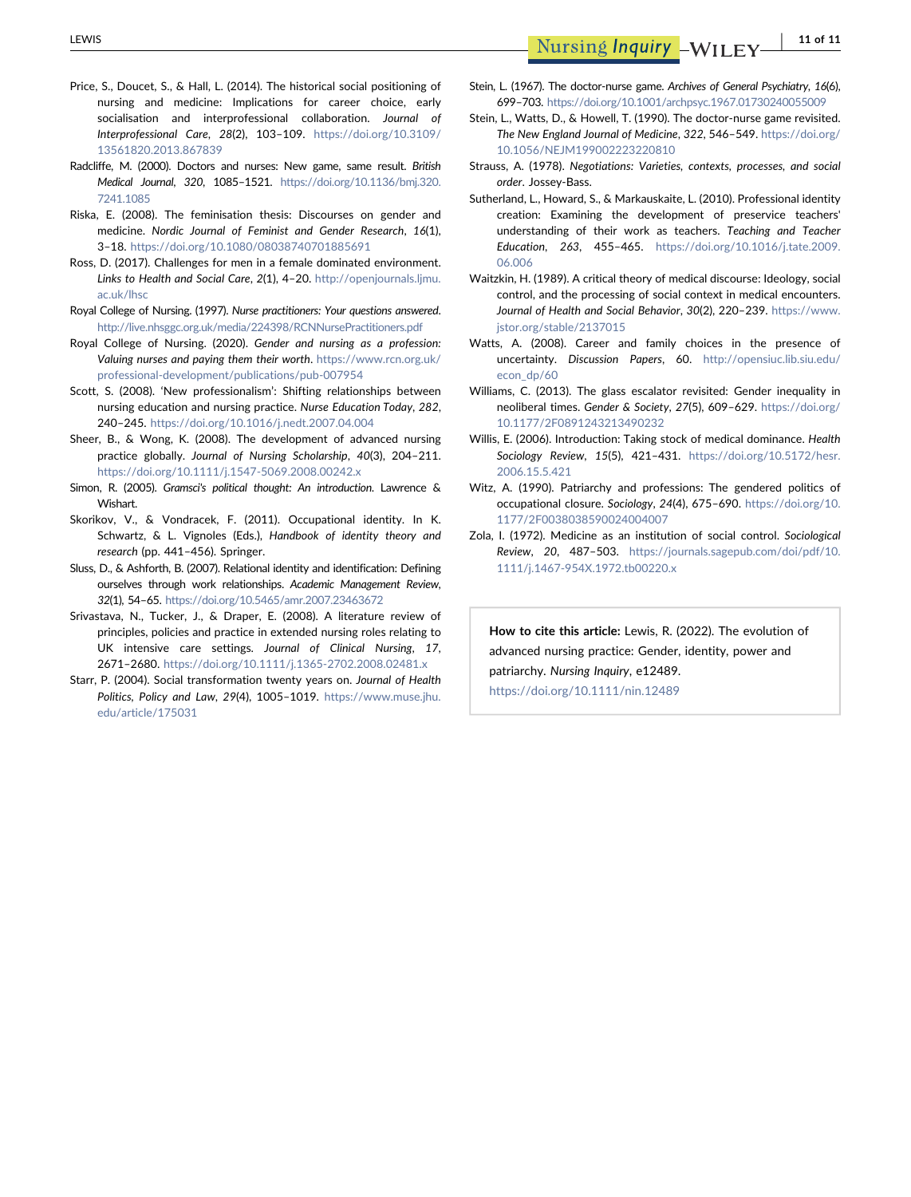Price, S., Doucet, S., & Hall, L. (2014). The historical social positioning of nursing and medicine: Implications for career choice, early socialisation and interprofessional collaboration. *Journal of Interprofessional Care*, *28*(2), 103–109. https://doi.org/10.3109/13561820.2013.867839

Radcliffe, M. (2000). Doctors and nurses: New game, same result. *British Medical Journal*, *320*, 1085–1521. https://doi.org/10.1136/bmj.320.7241.1085

Riska, E. (2008). The feminisation thesis: Discourses on gender and medicine. *Nordic Journal of Feminist and Gender Research*, *16*(1), 3–18. https://doi.org/10.1080/08038740701885691

Ross, D. (2017). Challenges for men in a female dominated environment. *Links to Health and Social Care*, *2*(1), 4–20. http://openjournals.ljmu.ac.uk/lhsc

Royal College of Nursing. (1997). *Nurse practitioners: Your questions answered*. http://live.nhsggc.org.uk/media/224398/RCNNursePractitioners.pdf

Royal College of Nursing. (2020). *Gender and nursing as a profession: Valuing nurses and paying them their worth*. https://www.rcn.org.uk/professional-development/publications/pub-007954

Scott, S. (2008). 'New professionalism': Shifting relationships between nursing education and nursing practice. *Nurse Education Today*, *282*, 240–245. https://doi.org/10.1016/j.nedt.2007.04.004

Sheer, B., & Wong, K. (2008). The development of advanced nursing practice globally. *Journal of Nursing Scholarship*, *40*(3), 204–211. https://doi.org/10.1111/j.1547-5069.2008.00242.x

Simon, R. (2005). *Gramsci's political thought: An introduction*. Lawrence & Wishart.

Skorikov, V., & Vondracek, F. (2011). Occupational identity. In K. Schwartz, & L. Vignoles (Eds.), *Handbook of identity theory and research* (pp. 441–456). Springer.

Sluss, D., & Ashforth, B. (2007). Relational identity and identification: Defining ourselves through work relationships. *Academic Management Review*, *32*(1), 54–65. https://doi.org/10.5465/amr.2007.23463672

Srivastava, N., Tucker, J., & Draper, E. (2008). A literature review of principles, policies and practice in extended nursing roles relating to UK intensive care settings. *Journal of Clinical Nursing*, *17*, 2671–2680. https://doi.org/10.1111/j.1365-2702.2008.02481.x

Starr, P. (2004). Social transformation twenty years on. *Journal of Health Politics, Policy and Law*, *29*(4), 1005–1019. https://www.muse.jhu.edu/article/175031

Stein, L. (1967). The doctor-nurse game. *Archives of General Psychiatry*, *16*(6), 699–703. https://doi.org/10.1001/archpsyc.1967.01730240055009

Stein, L., Watts, D., & Howell, T. (1990). The doctor-nurse game revisited. *The New England Journal of Medicine*, *322*, 546–549. https://doi.org/10.1056/NEJM199002223220810

Strauss, A. (1978). *Negotiations: Varieties, contexts, processes, and social order*. Jossey-Bass.

Sutherland, L., Howard, S., & Markauskaite, L. (2010). Professional identity creation: Examining the development of preservice teachers' understanding of their work as teachers. *Teaching and Teacher Education*, *263*, 455–465. https://doi.org/10.1016/j.tate.2009.06.006

Waitzkin, H. (1989). A critical theory of medical discourse: Ideology, social control, and the processing of social context in medical encounters. *Journal of Health and Social Behavior*, *30*(2), 220–239. https://www.jstor.org/stable/2137015

Watts, A. (2008). Career and family choices in the presence of uncertainty. *Discussion Papers*, *60*. http://opensiuc.lib.siu.edu/econ_dp/60

Williams, C. (2013). The glass escalator revisited: Gender inequality in neoliberal times. *Gender & Society*, *27*(5), 609–629. https://doi.org/10.1177/2F0891243213490232

Willis, E. (2006). Introduction: Taking stock of medical dominance. *Health Sociology Review*, *15*(5), 421–431. https://doi.org/10.5172/hesr.2006.15.5.421

Witz, A. (1990). Patriarchy and professions: The gendered politics of occupational closure. *Sociology*, *24*(4), 675–690. https://doi.org/10.1177/2F0038038590024004007

Zola, I. (1972). Medicine as an institution of social control. *Sociological Review*, *20*, 487–503. https://journals.sagepub.com/doi/pdf/10.1111/j.1467-954X.1972.tb00220.x

**How to cite this article:** Lewis, R. (2022). The evolution of advanced nursing practice: Gender, identity, power and patriarchy. *Nursing Inquiry*, e12489. https://doi.org/10.1111/nin.12489